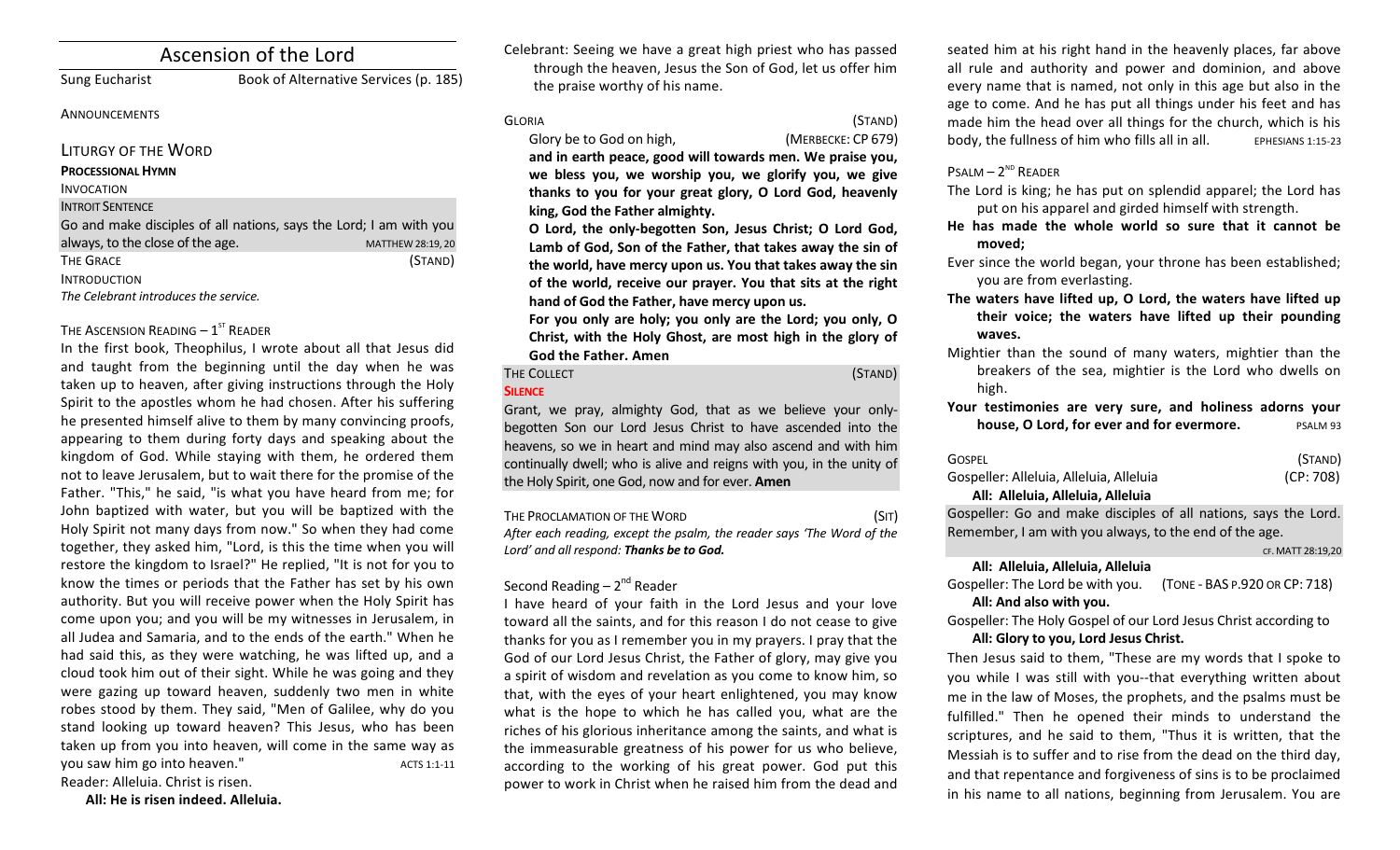# Ascension of the Lord

Sung Eucharist — Book of Alternative Services (p. 185)

ANNOUNCEMENTS

## LITURGY OF THE WORD

**PROCESSIONAL HYMN**

INVOCATION

INTROIT SENTENCE

Go and make disciples of all nations, says the Lord; I am with you always, to the close of the age. MATTHEW 28:19, 20

THE GRACE (STAND)

INTRODUCTION

*The Celebrant introduces the service.*

THE ASCENSION READING – 1ST READER

In the first book, Theophilus, I wrote about all that Jesus did and taught from the beginning until the day when he was taken up to heaven, after giving instructions through the Holy Spirit to the apostles whom he had chosen. After his suffering he presented himself alive to them by many convincing proofs, appearing to them during forty days and speaking about the kingdom of God. While staying with them, he ordered them not to leave Jerusalem, but to wait there for the promise of the Father. "This," he said, "is what you have heard from me; for John baptized with water, but you will be baptized with the Holy Spirit not many days from now." So when they had come together, they asked him, "Lord, is this the time when you will restore the kingdom to Israel?" He replied, "It is not for you to know the times or periods that the Father has set by his own authority. But you will receive power when the Holy Spirit has come upon you; and you will be my witnesses in Jerusalem, in all Judea and Samaria, and to the ends of the earth." When he had said this, as they were watching, he was lifted up, and a cloud took him out of their sight. While he was going and they were gazing up toward heaven, suddenly two men in white robes stood by them. They said, "Men of Galilee, why do you stand looking up toward heaven? This Jesus, who has been taken up from you into heaven, will come in the same way as you saw him go into heaven." ACTS 1:1-11

Reader: Alleluia. Christ is risen.

**All: He is risen indeed. Alleluia.**

Celebrant: Seeing we have a great high priest who has passed through the heaven, Jesus the Son of God, let us offer him the praise worthy of his name.

GLORIA (STAND)

Glory be to God on high, (MERBECKE: CP 679)

**and in earth peace, good will towards men. We praise you, we bless you, we worship you, we glorify you, we give thanks to you for your great glory, O Lord God, heavenly king, God the Father almighty.**

**O Lord, the only-begotten Son, Jesus Christ; O Lord God, Lamb of God, Son of the Father, that takes away the sin of the world, have mercy upon us. You that takes away the sin of the world, receive our prayer. You that sits at the right hand of God the Father, have mercy upon us.**

**For you only are holy; you only are the Lord; you only, O Christ, with the Holy Ghost, are most high in the glory of God the Father. Amen**

THE COLLECT (STAND)

**SILENCE**

Grant, we pray, almighty God, that as we believe your only-begotten Son our Lord Jesus Christ to have ascended into the heavens, so we in heart and mind may also ascend and with him continually dwell; who is alive and reigns with you, in the unity of the Holy Spirit, one God, now and for ever. **Amen**

THE PROCLAMATION OF THE WORD (SIT)

*After each reading, except the psalm, the reader says 'The Word of the Lord' and all respond:* ***Thanks be to God.***

Second Reading – 2nd Reader

I have heard of your faith in the Lord Jesus and your love toward all the saints, and for this reason I do not cease to give thanks for you as I remember you in my prayers. I pray that the God of our Lord Jesus Christ, the Father of glory, may give you a spirit of wisdom and revelation as you come to know him, so that, with the eyes of your heart enlightened, you may know what is the hope to which he has called you, what are the riches of his glorious inheritance among the saints, and what is the immeasurable greatness of his power for us who believe, according to the working of his great power. God put this power to work in Christ when he raised him from the dead and seated him at his right hand in the heavenly places, far above all rule and authority and power and dominion, and above every name that is named, not only in this age but also in the age to come. And he has put all things under his feet and has made him the head over all things for the church, which is his body, the fullness of him who fills all in all. EPHESIANS 1:15-23

PSALM – 2ND READER

The Lord is king; he has put on splendid apparel; the Lord has put on his apparel and girded himself with strength.

**He has made the whole world so sure that it cannot be moved;**

Ever since the world began, your throne has been established; you are from everlasting.

**The waters have lifted up, O Lord, the waters have lifted up their voice; the waters have lifted up their pounding waves.**

Mightier than the sound of many waters, mightier than the breakers of the sea, mightier is the Lord who dwells on high.

**Your testimonies are very sure, and holiness adorns your house, O Lord, for ever and for evermore.** PSALM 93

GOSPEL (STAND)

Gospeller: Alleluia, Alleluia, Alleluia (CP: 708)

**All: Alleluia, Alleluia, Alleluia**

Gospeller: Go and make disciples of all nations, says the Lord. Remember, I am with you always, to the end of the age. CF. MATT 28:19,20

**All: Alleluia, Alleluia, Alleluia**

Gospeller: The Lord be with you. (TONE - BAS P.920 OR CP: 718)

**All: And also with you.**

Gospeller: The Holy Gospel of our Lord Jesus Christ according to

**All: Glory to you, Lord Jesus Christ.**

Then Jesus said to them, "These are my words that I spoke to you while I was still with you--that everything written about me in the law of Moses, the prophets, and the psalms must be fulfilled." Then he opened their minds to understand the scriptures, and he said to them, "Thus it is written, that the Messiah is to suffer and to rise from the dead on the third day, and that repentance and forgiveness of sins is to be proclaimed in his name to all nations, beginning from Jerusalem. You are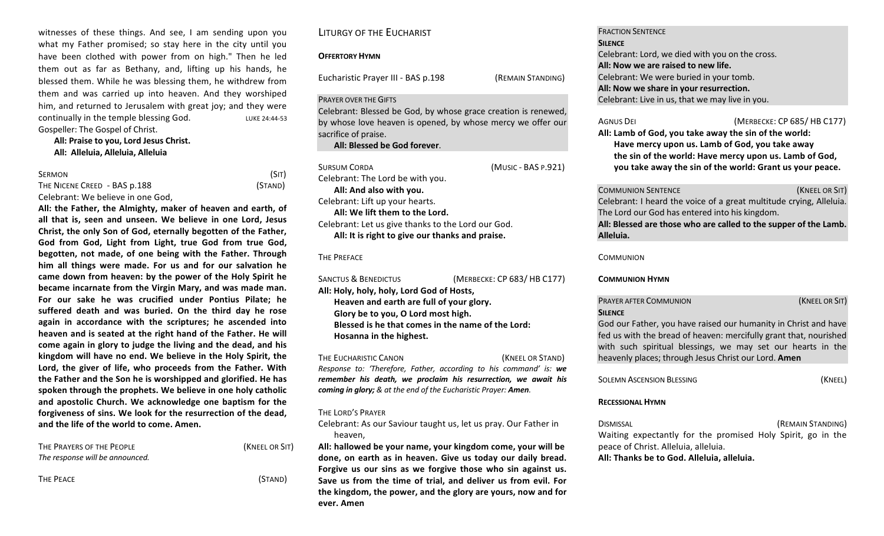witnesses of these things. And see, I am sending upon you what my Father promised; so stay here in the city until you have been clothed with power from on high." Then he led them out as far as Bethany, and, lifting up his hands, he blessed them. While he was blessing them, he withdrew from them and was carried up into heaven. And they worshiped him, and returned to Jerusalem with great joy; and they were continually in the temple blessing God. LUKE 24:44-53

Gospeller: The Gospel of Christ.

**All: Praise to you, Lord Jesus Christ.**

**All: Alleluia, Alleluia, Alleluia**

SERMON (SIT)

THE NICENE CREED - BAS p.188 (STAND)

Celebrant: We believe in one God,

**All: the Father, the Almighty, maker of heaven and earth, of all that is, seen and unseen. We believe in one Lord, Jesus Christ, the only Son of God, eternally begotten of the Father, God from God, Light from Light, true God from true God, begotten, not made, of one being with the Father. Through him all things were made. For us and for our salvation he came down from heaven: by the power of the Holy Spirit he became incarnate from the Virgin Mary, and was made man. For our sake he was crucified under Pontius Pilate; he suffered death and was buried. On the third day he rose again in accordance with the scriptures; he ascended into heaven and is seated at the right hand of the Father. He will come again in glory to judge the living and the dead, and his kingdom will have no end. We believe in the Holy Spirit, the Lord, the giver of life, who proceeds from the Father. With the Father and the Son he is worshipped and glorified. He has spoken through the prophets. We believe in one holy catholic and apostolic Church. We acknowledge one baptism for the forgiveness of sins. We look for the resurrection of the dead, and the life of the world to come. Amen.**

THE PRAYERS OF THE PEOPLE (KNEEL OR SIT)

*The response will be announced.*

THE PEACE (STAND)

## LITURGY OF THE EUCHARIST

**OFFERTORY HYMN**

Eucharistic Prayer III - BAS p.198 (REMAIN STANDING)

PRAYER OVER THE GIFTS

Celebrant: Blessed be God, by whose grace creation is renewed, by whose love heaven is opened, by whose mercy we offer our sacrifice of praise.

**All: Blessed be God forever**.

SURSUM CORDA (MUSIC - BAS P.921)

Celebrant: The Lord be with you.

**All: And also with you.**

Celebrant: Lift up your hearts.

**All: We lift them to the Lord.**

Celebrant: Let us give thanks to the Lord our God.

**All: It is right to give our thanks and praise.**

THE PREFACE

SANCTUS & BENEDICTUS (MERBECKE: CP 683/ HB C177)

**All: Holy, holy, holy, Lord God of Hosts,**
**Heaven and earth are full of your glory.**
**Glory be to you, O Lord most high.**
**Blessed is he that comes in the name of the Lord:**
**Hosanna in the highest.**

THE EUCHARISTIC CANON (KNEEL OR STAND)

*Response to: 'Therefore, Father, according to his command' is: **we remember his death, we proclaim his resurrection, we await his coming in glory;** & at the end of the Eucharistic Prayer: **Amen**.*

THE LORD'S PRAYER

Celebrant: As our Saviour taught us, let us pray. Our Father in heaven,

**All: hallowed be your name, your kingdom come, your will be done, on earth as in heaven. Give us today our daily bread. Forgive us our sins as we forgive those who sin against us. Save us from the time of trial, and deliver us from evil. For the kingdom, the power, and the glory are yours, now and for ever. Amen**

FRACTION SENTENCE

**SILENCE**

Celebrant: Lord, we died with you on the cross.

**All: Now we are raised to new life.**

Celebrant: We were buried in your tomb.

**All: Now we share in your resurrection.**

Celebrant: Live in us, that we may live in you.

AGNUS DEI (MERBECKE: CP 685/ HB C177)

**All: Lamb of God, you take away the sin of the world:**
**Have mercy upon us. Lamb of God, you take away the sin of the world: Have mercy upon us. Lamb of God, you take away the sin of the world: Grant us your peace.**

COMMUNION SENTENCE (KNEEL OR SIT)

Celebrant: I heard the voice of a great multitude crying, Alleluia. The Lord our God has entered into his kingdom.

**All: Blessed are those who are called to the supper of the Lamb. Alleluia.**

COMMUNION

**COMMUNION HYMN**

PRAYER AFTER COMMUNION (KNEEL OR SIT)

**SILENCE**

God our Father, you have raised our humanity in Christ and have fed us with the bread of heaven: mercifully grant that, nourished with such spiritual blessings, we may set our hearts in the heavenly places; through Jesus Christ our Lord. **Amen**

SOLEMN ASCENSION BLESSING (KNEEL)

**RECESSIONAL HYMN**

DISMISSAL (REMAIN STANDING)

Waiting expectantly for the promised Holy Spirit, go in the peace of Christ. Alleluia, alleluia.

**All: Thanks be to God. Alleluia, alleluia.**